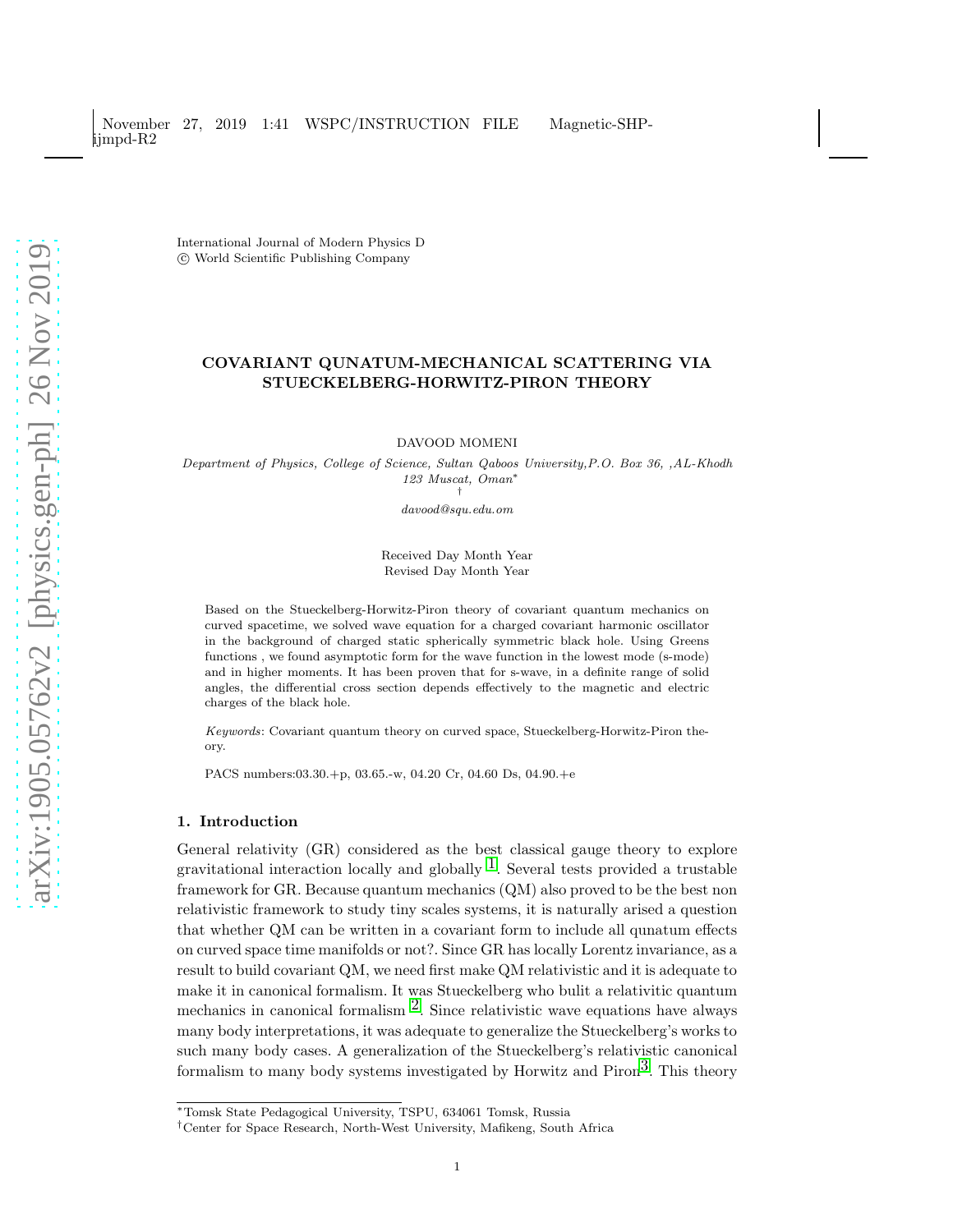International Journal of Modern Physics D
© World Scientific Publishing Company

# COVARIANT QUNATUM-MECHANICAL SCATTERING VIA STUECKELBERG-HORWITZ-PIRON THEORY

DAVOOD MOMENI

*Department of Physics, College of Science, Sultan Qaboos University,P.O. Box 36, ,AL-Khodh 123 Muscat, Oman*[*]
[†]
*davood@squ.edu.om*

Received Day Month Year
Revised Day Month Year

Based on the Stueckelberg-Horwitz-Piron theory of covariant quantum mechanics on curved spacetime, we solved wave equation for a charged covariant harmonic oscillator in the background of charged static spherically symmetric black hole. Using Greens functions , we found asymptotic form for the wave function in the lowest mode (s-mode) and in higher moments. It has been proven that for s-wave, in a definite range of solid angles, the differential cross section depends effectively to the magnetic and electric charges of the black hole.

*Keywords*: Covariant quantum theory on curved space, Stueckelberg-Horwitz-Piron theory.

PACS numbers:03.30.+p, 03.65.-w, 04.20 Cr, 04.60 Ds, 04.90.+e

## 1. Introduction

General relativity (GR) considered as the best classical gauge theory to explore gravitational interaction locally and globally [1]. Several tests provided a trustable framework for GR. Because quantum mechanics (QM) also proved to be the best non relativistic framework to study tiny scales systems, it is naturally arised a question that whether QM can be written in a covariant form to include all qunatum effects on curved space time manifolds or not?. Since GR has locally Lorentz invariance, as a result to build covariant QM, we need first make QM relativistic and it is adequate to make it in canonical formalism. It was Stueckelberg who bulit a relativitic quantum mechanics in canonical formalism [2]. Since relativistic wave equations have always many body interpretations, it was adequate to generalize the Stueckelberg's works to such many body cases. A generalization of the Stueckelberg's relativistic canonical formalism to many body systems investigated by Horwitz and Piron[3]. This theory

[*]Tomsk State Pedagogical University, TSPU, 634061 Tomsk, Russia
[†]Center for Space Research, North-West University, Mafikeng, South Africa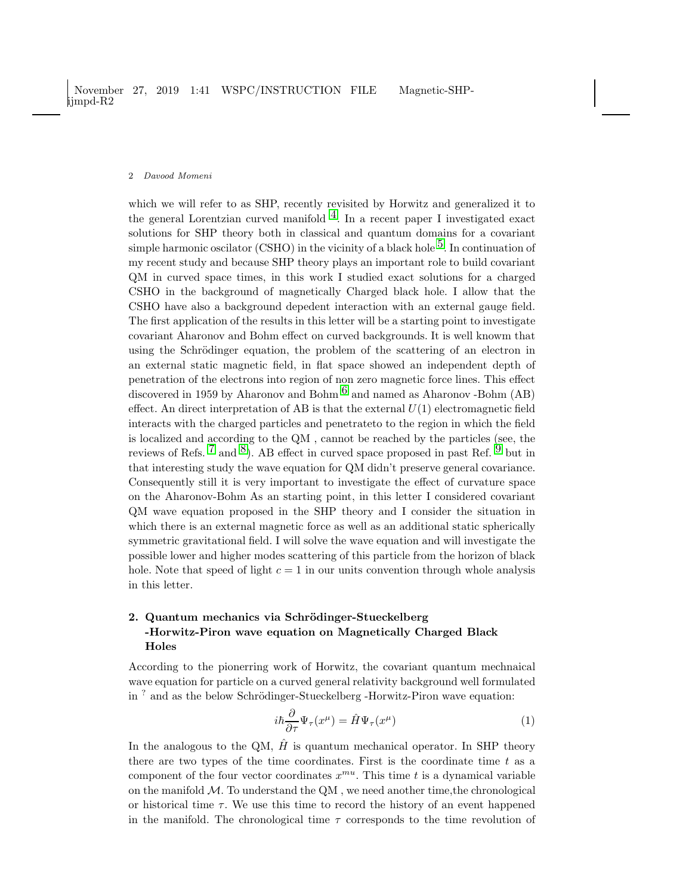which we will refer to as SHP, recently revisited by Horwitz and generalized it to the general Lorentzian curved manifold [4]. In a recent paper I investigated exact solutions for SHP theory both in classical and quantum domains for a covariant simple harmonic oscilator (CSHO) in the vicinity of a black hole [5]. In continuation of my recent study and because SHP theory plays an important role to build covariant QM in curved space times, in this work I studied exact solutions for a charged CSHO in the background of magnetically Charged black hole. I allow that the CSHO have also a background depedent interaction with an external gauge field. The first application of the results in this letter will be a starting point to investigate covariant Aharonov and Bohm effect on curved backgrounds. It is well knowm that using the Schrödinger equation, the problem of the scattering of an electron in an external static magnetic field, in flat space showed an independent depth of penetration of the electrons into region of non zero magnetic force lines. This effect discovered in 1959 by Aharonov and Bohm [6] and named as Aharonov -Bohm (AB) effect. An direct interpretation of AB is that the external $U(1)$ electromagnetic field interacts with the charged particles and penetrateto to the region in which the field is localized and according to the QM , cannot be reached by the particles (see, the reviews of Refs. [7] and [8]). AB effect in curved space proposed in past Ref. [9] but in that interesting study the wave equation for QM didn't preserve general covariance. Consequently still it is very important to investigate the effect of curvature space on the Aharonov-Bohm As an starting point, in this letter I considered covariant QM wave equation proposed in the SHP theory and I consider the situation in which there is an external magnetic force as well as an additional static spherically symmetric gravitational field. I will solve the wave equation and will investigate the possible lower and higher modes scattering of this particle from the horizon of black hole. Note that speed of light $c = 1$ in our units convention through whole analysis in this letter.

## 2. Quantum mechanics via Schrödinger-Stueckelberg -Horwitz-Piron wave equation on Magnetically Charged Black Holes

According to the pionerring work of Horwitz, the covariant quantum mechnaical wave equation for particle on a curved general relativity background well formulated in [?] and as the below Schrödinger-Stueckelberg -Horwitz-Piron wave equation:

$$i\hbar\frac{\partial}{\partial\tau}\Psi_{\tau}(x^{\mu}) = \hat{H}\Psi_{\tau}(x^{\mu}) \tag{1}$$

In the analogous to the QM, $\hat{H}$ is quantum mechanical operator. In SHP theory there are two types of the time coordinates. First is the coordinate time $t$ as a component of the four vector coordinates $x^{mu}$. This time $t$ is a dynamical variable on the manifold $\mathcal{M}$. To understand the QM , we need another time,the chronological or historical time $\tau$. We use this time to record the history of an event happened in the manifold. The chronological time $\tau$ corresponds to the time revolution of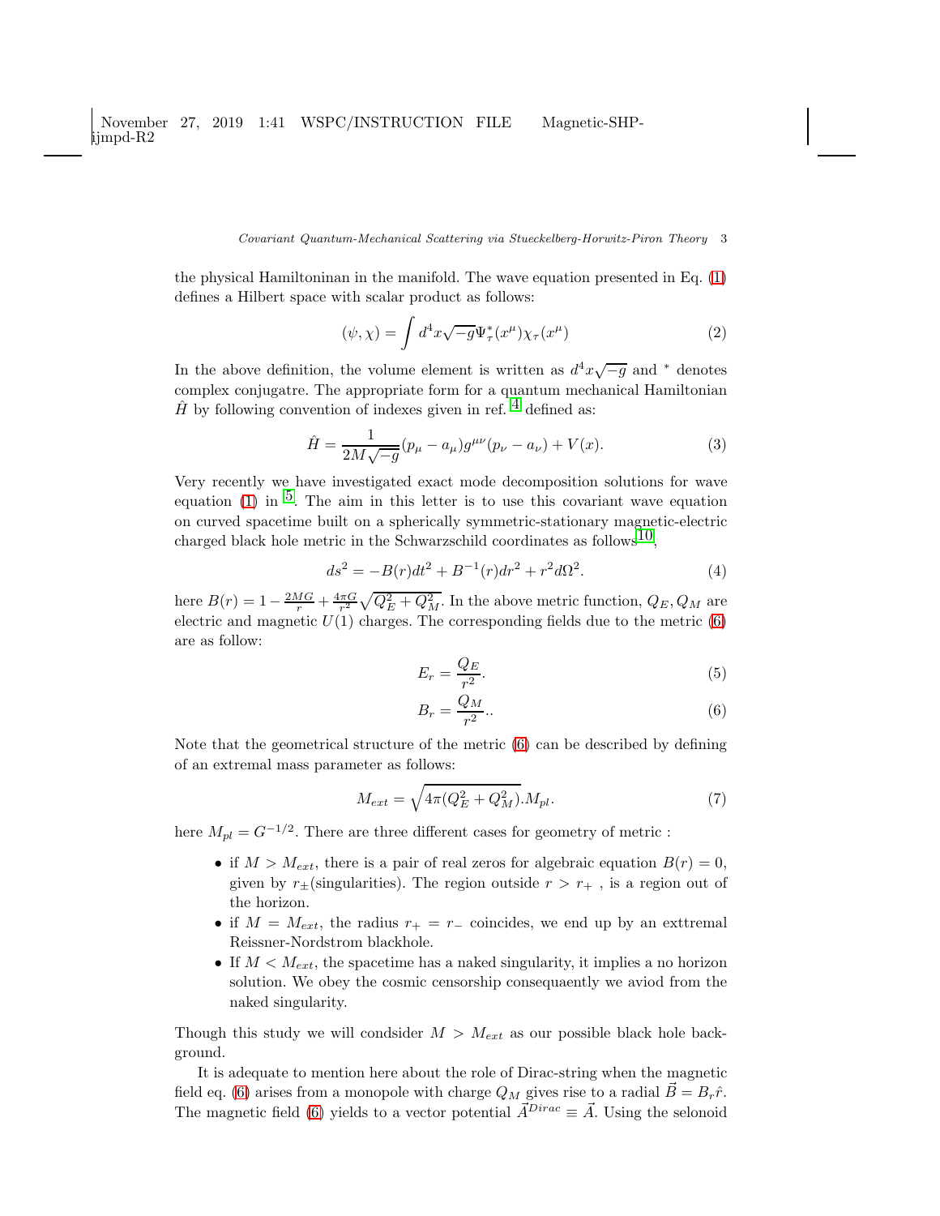the physical Hamiltoninan in the manifold. The wave equation presented in Eq. (1) defines a Hilbert space with scalar product as follows:

$$(\psi, \chi) = \int d^4x\sqrt{-g}\Psi^*_\tau(x^\mu)\chi_\tau(x^\mu) \tag{2}$$

In the above definition, the volume element is written as $d^4x\sqrt{-g}$ and $^*$ denotes complex conjugatre. The appropriate form for a quantum mechanical Hamiltonian $\hat{H}$ by following convention of indexes given in ref. [4] defined as:

$$\hat{H} = \frac{1}{2M\sqrt{-g}}(p_\mu - a_\mu)g^{\mu\nu}(p_\nu - a_\nu) + V(x). \tag{3}$$

Very recently we have investigated exact mode decomposition solutions for wave equation (1) in [5]. The aim in this letter is to use this covariant wave equation on curved spacetime built on a spherically symmetric-stationary magnetic-electric charged black hole metric in the Schwarzschild coordinates as follows[10],

$$ds^2 = -B(r)dt^2 + B^{-1}(r)dr^2 + r^2 d\Omega^2. \tag{4}$$

here $B(r) = 1 - \frac{2MG}{r} + \frac{4\pi G}{r^2}\sqrt{Q_E^2 + Q_M^2}$. In the above metric function, $Q_E, Q_M$ are electric and magnetic $U(1)$ charges. The corresponding fields due to the metric (6) are as follow:

$$E_r = \frac{Q_E}{r^2}. \tag{5}$$

$$B_r = \frac{Q_M}{r^2}.. \tag{6}$$

Note that the geometrical structure of the metric (6) can be described by defining of an extremal mass parameter as follows:

$$M_{ext} = \sqrt{4\pi(Q_E^2 + Q_M^2)}.M_{pl}. \tag{7}$$

here $M_{pl} = G^{-1/2}$. There are three different cases for geometry of metric :

- if $M > M_{ext}$, there is a pair of real zeros for algebraic equation $B(r) = 0$, given by $r_\pm$(singularities). The region outside $r > r_+$ , is a region out of the horizon.
- if $M = M_{ext}$, the radius $r_+ = r_-$ coincides, we end up by an exttremal Reissner-Nordstrom blackhole.
- If $M < M_{ext}$, the spacetime has a naked singularity, it implies a no horizon solution. We obey the cosmic censorship consequaently we aviod from the naked singularity.

Though this study we will condsider $M > M_{ext}$ as our possible black hole background.

It is adequate to mention here about the role of Dirac-string when the magnetic field eq. (6) arises from a monopole with charge $Q_M$ gives rise to a radial $\vec{B} = B_r\hat{r}$. The magnetic field (6) yields to a vector potential $\vec{A}^{Dirac} \equiv \vec{A}$. Using the selonoid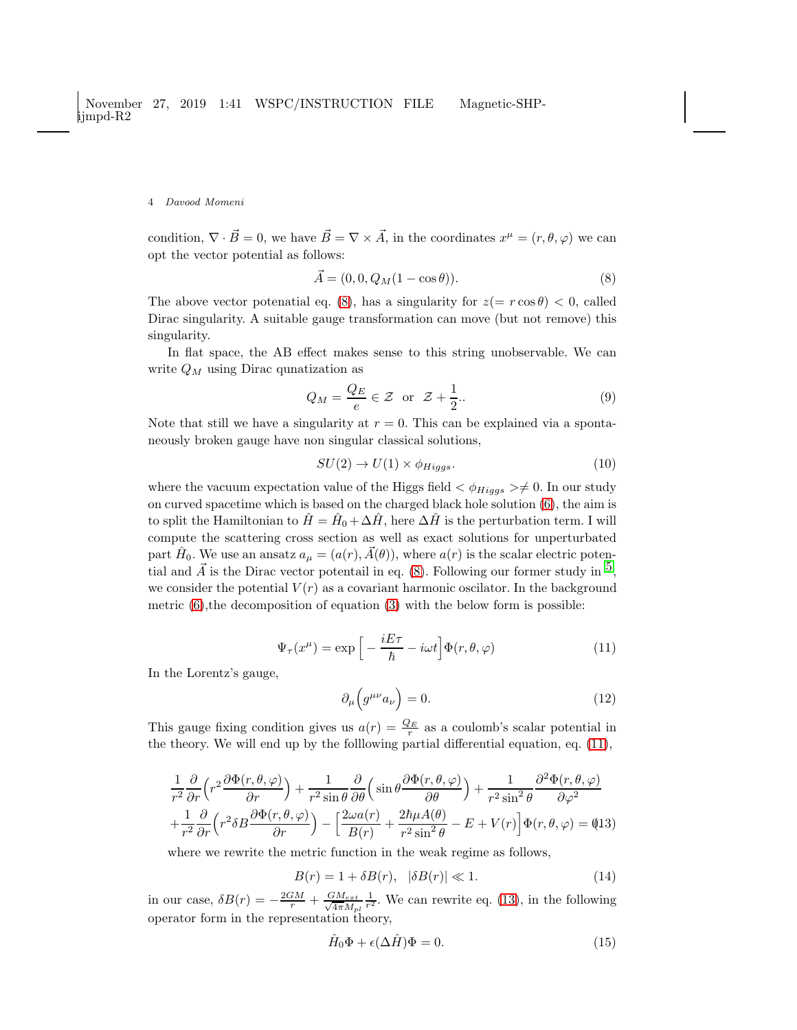condition, $\nabla \cdot \vec{B} = 0$, we have $\vec{B} = \nabla \times \vec{A}$, in the coordinates $x^\mu = (r, \theta, \varphi)$ we can opt the vector potential as follows:

$$\vec{A} = (0, 0, Q_M(1 - \cos\theta)). \tag{8}$$

The above vector potenatial eq. (8), has a singularity for $z(= r\cos\theta) < 0$, called Dirac singularity. A suitable gauge transformation can move (but not remove) this singularity.

In flat space, the AB effect makes sense to this string unobservable. We can write $Q_M$ using Dirac qunatization as

$$Q_M = \frac{Q_E}{e} \in \mathcal{Z} \ \text{ or } \ \mathcal{Z} + \frac{1}{2}.. \tag{9}$$

Note that still we have a singularity at $r = 0$. This can be explained via a spontaneously broken gauge have non singular classical solutions,

$$SU(2) \to U(1) \times \phi_{Higgs}. \tag{10}$$

where the vacuum expectation value of the Higgs field $< \phi_{Higgs} > \neq 0$. In our study on curved spacetime which is based on the charged black hole solution (6), the aim is to split the Hamiltonian to $\hat{H} = \hat{H}_0 + \Delta\hat{H}$, here $\Delta\hat{H}$ is the perturbation term. I will compute the scattering cross section as well as exact solutions for unperturbated part $\hat{H}_0$. We use an ansatz $a_\mu = (a(r), \vec{A}(\theta))$, where $a(r)$ is the scalar electric potential and $\vec{A}$ is the Dirac vector potentail in eq. (8). Following our former study in [5], we consider the potential $V(r)$ as a covariant harmonic oscilator. In the background metric (6),the decomposition of equation (3) with the below form is possible:

$$\Psi_\tau(x^\mu) = \exp\Big[ -\frac{iE\tau}{\hbar} - i\omega t \Big] \Phi(r, \theta, \varphi) \tag{11}$$

In the Lorentz's gauge,

$$\partial_\mu \Big( g^{\mu\nu} a_\nu \Big) = 0. \tag{12}$$

This gauge fixing condition gives us $a(r) = \frac{Q_E}{r}$ as a coulomb's scalar potential in the theory. We will end up by the folllowing partial differential equation, eq. (11),

$$\begin{aligned}
&\frac{1}{r^2}\frac{\partial}{\partial r}\Big( r^2 \frac{\partial \Phi(r,\theta,\varphi)}{\partial r} \Big) + \frac{1}{r^2 \sin\theta}\frac{\partial}{\partial \theta}\Big( \sin\theta \frac{\partial \Phi(r,\theta,\varphi)}{\partial \theta} \Big) + \frac{1}{r^2 \sin^2\theta}\frac{\partial^2 \Phi(r,\theta,\varphi)}{\partial \varphi^2} \\
&+ \frac{1}{r^2}\frac{\partial}{\partial r}\Big( r^2 \delta B \frac{\partial \Phi(r,\theta,\varphi)}{\partial r} \Big) - \Big[ \frac{2\omega a(r)}{B(r)} + \frac{2\hbar\mu A(\theta)}{r^2 \sin^2\theta} - E + V(r) \Big] \Phi(r,\theta,\varphi) = 0
\end{aligned} \tag{13}$$

where we rewrite the metric function in the weak regime as follows,

$$B(r) = 1 + \delta B(r), \quad |\delta B(r)| \ll 1. \tag{14}$$

in our case, $\delta B(r) = -\frac{2GM}{r} + \frac{GM_{ext}}{\sqrt{4\pi}M_{pl}} \frac{1}{r^2}$. We can rewrite eq. (13), in the following operator form in the representation theory,

$$\hat{H}_0 \Phi + \epsilon(\Delta\hat{H})\Phi = 0. \tag{15}$$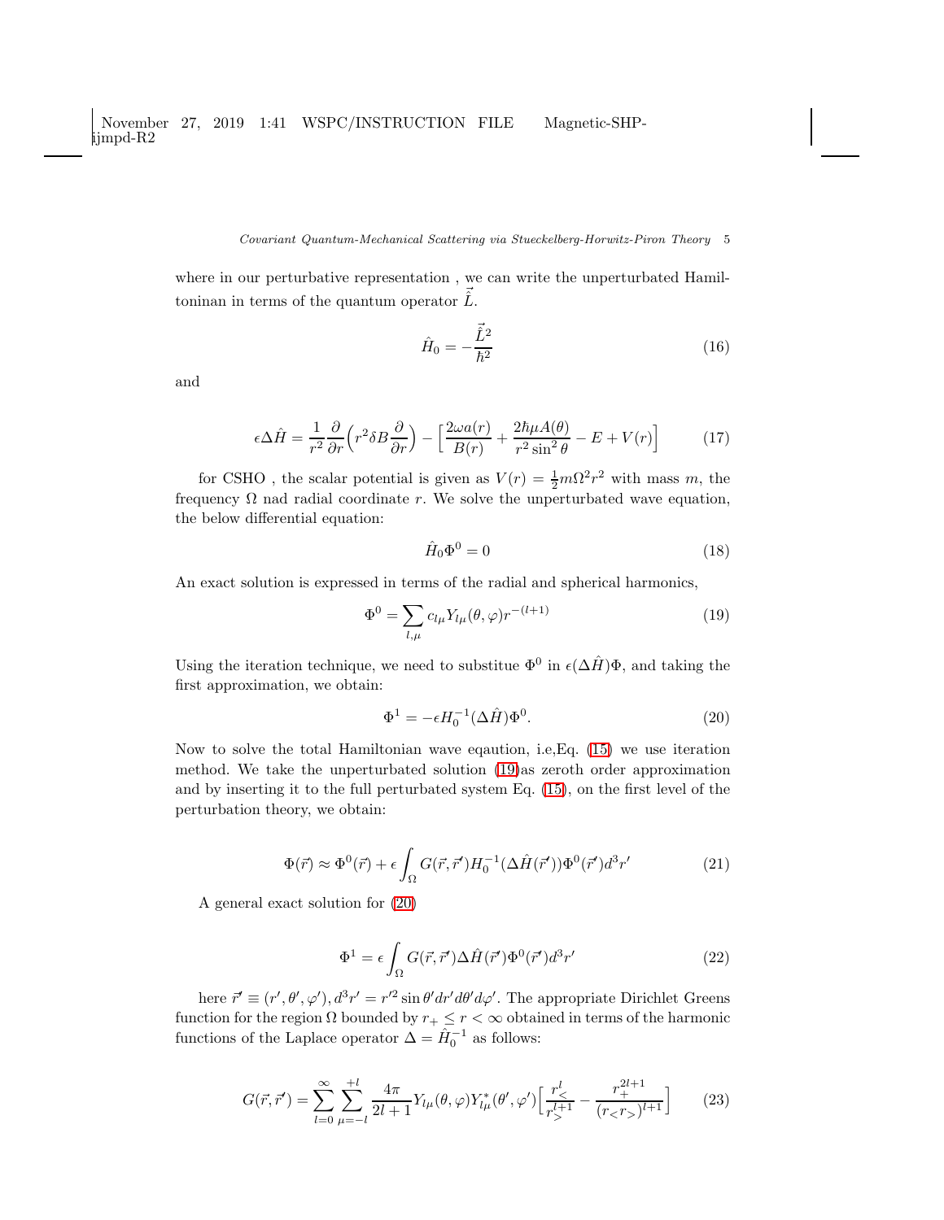where in our perturbative representation , we can write the unperturbated Hamiltoninan in terms of the quantum operator $\hat{\vec{L}}$.

$$\hat{H}_0 = -\frac{\hat{\vec{L}}^2}{\hbar^2} \tag{16}$$

and

$$\epsilon \Delta \hat{H} = \frac{1}{r^2}\frac{\partial}{\partial r}\Big(r^2 \delta B \frac{\partial}{\partial r}\Big) - \Big[\frac{2\omega a(r)}{B(r)} + \frac{2\hbar\mu A(\theta)}{r^2 \sin^2\theta} - E + V(r)\Big] \tag{17}$$

for CSHO , the scalar potential is given as $V(r) = \frac{1}{2}m\Omega^2 r^2$ with mass $m$, the frequency $\Omega$ nad radial coordinate $r$. We solve the unperturbated wave equation, the below differential equation:

$$\hat{H}_0 \Phi^0 = 0 \tag{18}$$

An exact solution is expressed in terms of the radial and spherical harmonics,

$$\Phi^0 = \sum_{l,\mu} c_{l\mu} Y_{l\mu}(\theta,\varphi) r^{-(l+1)} \tag{19}$$

Using the iteration technique, we need to substitue $\Phi^0$ in $\epsilon(\Delta\hat{H})\Phi$, and taking the first approximation, we obtain:

$$\Phi^1 = -\epsilon H_0^{-1}(\Delta \hat{H})\Phi^0. \tag{20}$$

Now to solve the total Hamiltonian wave eqaution, i.e,Eq. (15) we use iteration method. We take the unperturbated solution (19)as zeroth order approximation and by inserting it to the full perturbated system Eq. (15), on the first level of the perturbation theory, we obtain:

$$\Phi(\vec{r}) \approx \Phi^0(\vec{r}) + \epsilon \int_\Omega G(\vec{r},\vec{r}')H_0^{-1}(\Delta\hat{H}(\vec{r}'))\Phi^0(\vec{r}')d^3r' \tag{21}$$

A general exact solution for (20)

$$\Phi^1 = \epsilon \int_\Omega G(\vec{r},\vec{r}')\Delta\hat{H}(\vec{r}')\Phi^0(\vec{r}')d^3r' \tag{22}$$

here $\vec{r}' \equiv (r',\theta',\varphi'), d^3r' = r'^2 \sin\theta' dr' d\theta' d\varphi'$. The appropriate Dirichlet Greens function for the region $\Omega$ bounded by $r_+ \leq r < \infty$ obtained in terms of the harmonic functions of the Laplace operator $\Delta = \hat{H}_0^{-1}$ as follows:

$$G(\vec{r},\vec{r}') = \sum_{l=0}^{\infty}\sum_{\mu=-l}^{+l} \frac{4\pi}{2l+1} Y_{l\mu}(\theta,\varphi)Y^*_{l\mu}(\theta',\varphi')\Big[\frac{r_<^l}{r_>^{l+1}} - \frac{r_+^{2l+1}}{(r_< r_>)^{l+1}}\Big] \tag{23}$$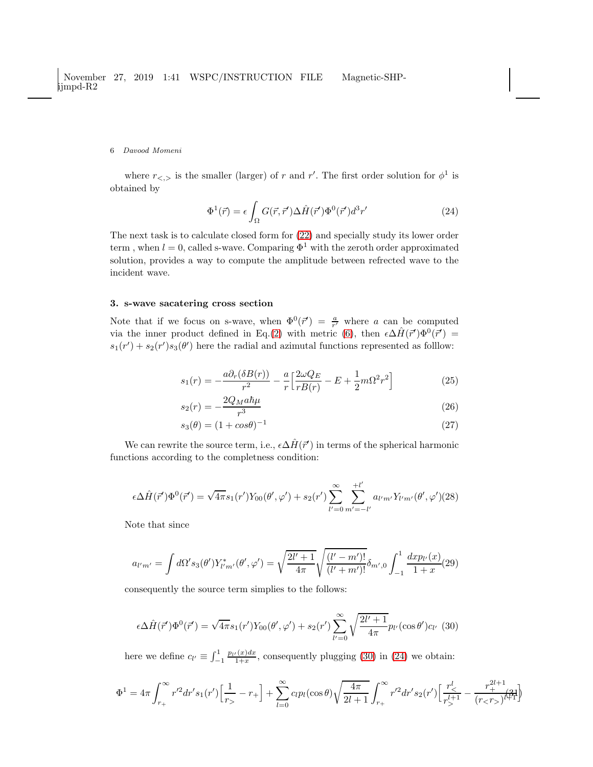where $r_{<,>}$ is the smaller (larger) of $r$ and $r'$. The first order solution for $\phi^1$ is obtained by

$$\Phi^1(\vec{r}) = \epsilon \int_\Omega G(\vec{r}, \vec{r}')\Delta\hat{H}(\vec{r}')\Phi^0(\vec{r}')d^3r' \tag{24}$$

The next task is to calculate closed form for (22) and specially study its lower order term , when $l = 0$, called s-wave. Comparing $\Phi^1$ with the zeroth order approximated solution, provides a way to compute the amplitude between refrected wave to the incident wave.

## 3. s-wave sacatering cross section

Note that if we focus on s-wave, when $\Phi^0(\vec{r}') = \frac{a}{r'}$ where $a$ can be computed via the inner product defined in Eq.(2) with metric (6), then $\epsilon\Delta\hat{H}(\vec{r}')\Phi^0(\vec{r}') = s_1(r') + s_2(r')s_3(\theta')$ here the radial and azimutal functions represented as folllow:

$$s_1(r) = -\frac{a\partial_r(\delta B(r))}{r^2} - \frac{a}{r}\Big[\frac{2\omega Q_E}{rB(r)} - E + \frac{1}{2}m\Omega^2 r^2\Big] \tag{25}$$

$$s_2(r) = -\frac{2Q_M a\hbar\mu}{r^3} \tag{26}$$

$$s_3(\theta) = (1 + cos\theta)^{-1} \tag{27}$$

We can rewrite the source term, i.e., $\epsilon\Delta\hat{H}(\vec{r}')$ in terms of the spherical harmonic functions according to the completness condition:

$$\epsilon\Delta\hat{H}(\vec{r}')\Phi^0(\vec{r}') = \sqrt{4\pi}s_1(r')Y_{00}(\theta', \varphi') + s_2(r')\sum_{l'=0}^{\infty}\sum_{m'=-l'}^{+l'} a_{l'm'}Y_{l'm'}(\theta', \varphi') \tag{28}$$

Note that since

$$a_{l'm'} = \int d\Omega' s_3(\theta')Y^*_{l'm'}(\theta', \varphi') = \sqrt{\frac{2l'+1}{4\pi}}\sqrt{\frac{(l'-m')!}{(l'+m')!}}\delta_{m',0}\int_{-1}^{1}\frac{dx p_{l'}(x)}{1+x} \tag{29}$$

consequently the source term simplies to the follows:

$$\epsilon\Delta\hat{H}(\vec{r}')\Phi^0(\vec{r}') = \sqrt{4\pi}s_1(r')Y_{00}(\theta', \varphi') + s_2(r')\sum_{l'=0}^{\infty}\sqrt{\frac{2l'+1}{4\pi}}p_{l'}(\cos\theta')c_{l'} \tag{30}$$

here we define $c_{l'} \equiv \int_{-1}^{1}\frac{p_{l'}(x)dx}{1+x}$, consequently plugging (30) in (24) we obtain:

$$\Phi^1 = 4\pi\int_{r_+}^{\infty} r'^2 dr' s_1(r')\Big[\frac{1}{r_>} - r_+\Big] + \sum_{l=0}^{\infty} c_l p_l(\cos\theta)\sqrt{\frac{4\pi}{2l+1}}\int_{r_+}^{\infty} r'^2 dr' s_2(r')\Big[\frac{r_<^l}{r_>^{l+1}} - \frac{r_+^{2l+1}}{(r_< r_>)^{l+1}}\Big] \tag{31}$$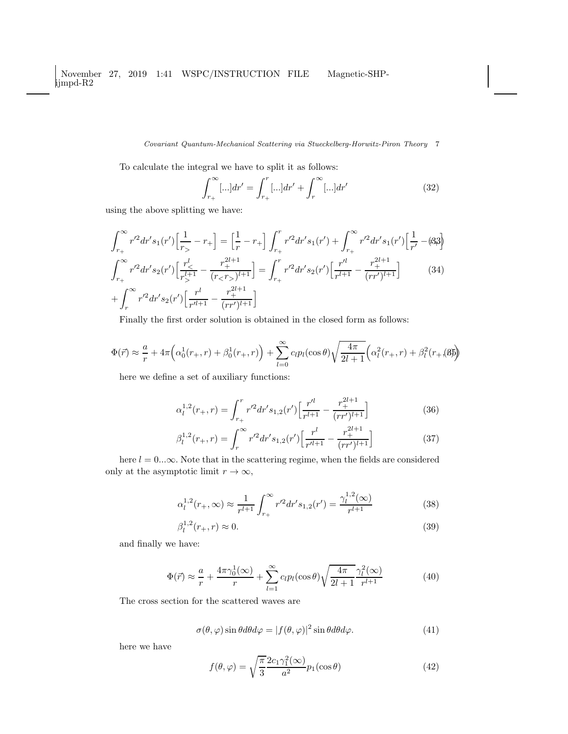To calculate the integral we have to split it as follows:

$$\int_{r_+}^{\infty}[...]dr' = \int_{r_+}^{r}[...]dr' + \int_{r}^{\infty}[...]dr' \tag{32}$$

using the above splitting we have:

$$\int_{r_+}^{\infty} r'^2 dr' s_1(r')\Big[\frac{1}{r_>} - r_+\Big] = \Big[\frac{1}{r} - r_+\Big]\int_{r_+}^{r} r'^2 dr' s_1(r') + \int_{r_+}^{\infty} r'^2 dr' s_1(r')\Big[\frac{1}{r'} - r_+\Big] \tag{33}$$

$$\int_{r_+}^{\infty} r'^2 dr' s_2(r')\Big[\frac{r_<^l}{r_>^{l+1}} - \frac{r_+^{2l+1}}{(r_< r_>)^{l+1}}\Big] = \int_{r_+}^{r} r'^2 dr' s_2(r')\Big[\frac{r'^l}{r^{l+1}} - \frac{r_+^{2l+1}}{(rr')^{l+1}}\Big] \tag{34}$$

$$+ \int_{r}^{\infty} r'^2 dr' s_2(r')\Big[\frac{r^l}{r'^{l+1}} - \frac{r_+^{2l+1}}{(rr')^{l+1}}\Big]$$

Finally the first order solution is obtained in the closed form as follows:

$$\Phi(\vec{r}) \approx \frac{a}{r} + 4\pi\Big(\alpha_0^1(r_+, r) + \beta_0^1(r_+, r)\Big) + \sum_{l=0}^{\infty} c_l p_l(\cos\theta)\sqrt{\frac{4\pi}{2l+1}}\Big(\alpha_l^2(r_+, r) + \beta_l^2(r_+, r)\Big) \tag{35}$$

here we define a set of auxiliary functions:

$$\alpha_l^{1,2}(r_+, r) = \int_{r_+}^{r} r'^2 dr' s_{1,2}(r')\Big[\frac{r'^l}{r^{l+1}} - \frac{r_+^{2l+1}}{(rr')^{l+1}}\Big] \tag{36}$$

$$\beta_l^{1,2}(r_+, r) = \int_{r}^{\infty} r'^2 dr' s_{1,2}(r')\Big[\frac{r^l}{r'^{l+1}} - \frac{r_+^{2l+1}}{(rr')^{l+1}}\Big] \tag{37}$$

here $l = 0...\infty$. Note that in the scattering regime, when the fields are considered only at the asymptotic limit $r \to \infty$,

$$\alpha_l^{1,2}(r_+, \infty) \approx \frac{1}{r^{l+1}}\int_{r_+}^{\infty} r'^2 dr' s_{1,2}(r') = \frac{\gamma_l^{1,2}(\infty)}{r^{l+1}} \tag{38}$$

$$\beta_l^{1,2}(r_+, r) \approx 0. \tag{39}$$

and finally we have:

$$\Phi(\vec{r}) \approx \frac{a}{r} + \frac{4\pi\gamma_0^1(\infty)}{r} + \sum_{l=1}^{\infty} c_l p_l(\cos\theta)\sqrt{\frac{4\pi}{2l+1}}\frac{\gamma_l^2(\infty)}{r^{l+1}} \tag{40}$$

The cross section for the scattered waves are

$$\sigma(\theta, \varphi)\sin\theta d\theta d\varphi = |f(\theta, \varphi)|^2 \sin\theta d\theta d\varphi. \tag{41}$$

here we have

$$f(\theta, \varphi) = \sqrt{\frac{\pi}{3}}\frac{2c_1\gamma_1^2(\infty)}{a^2} p_1(\cos\theta) \tag{42}$$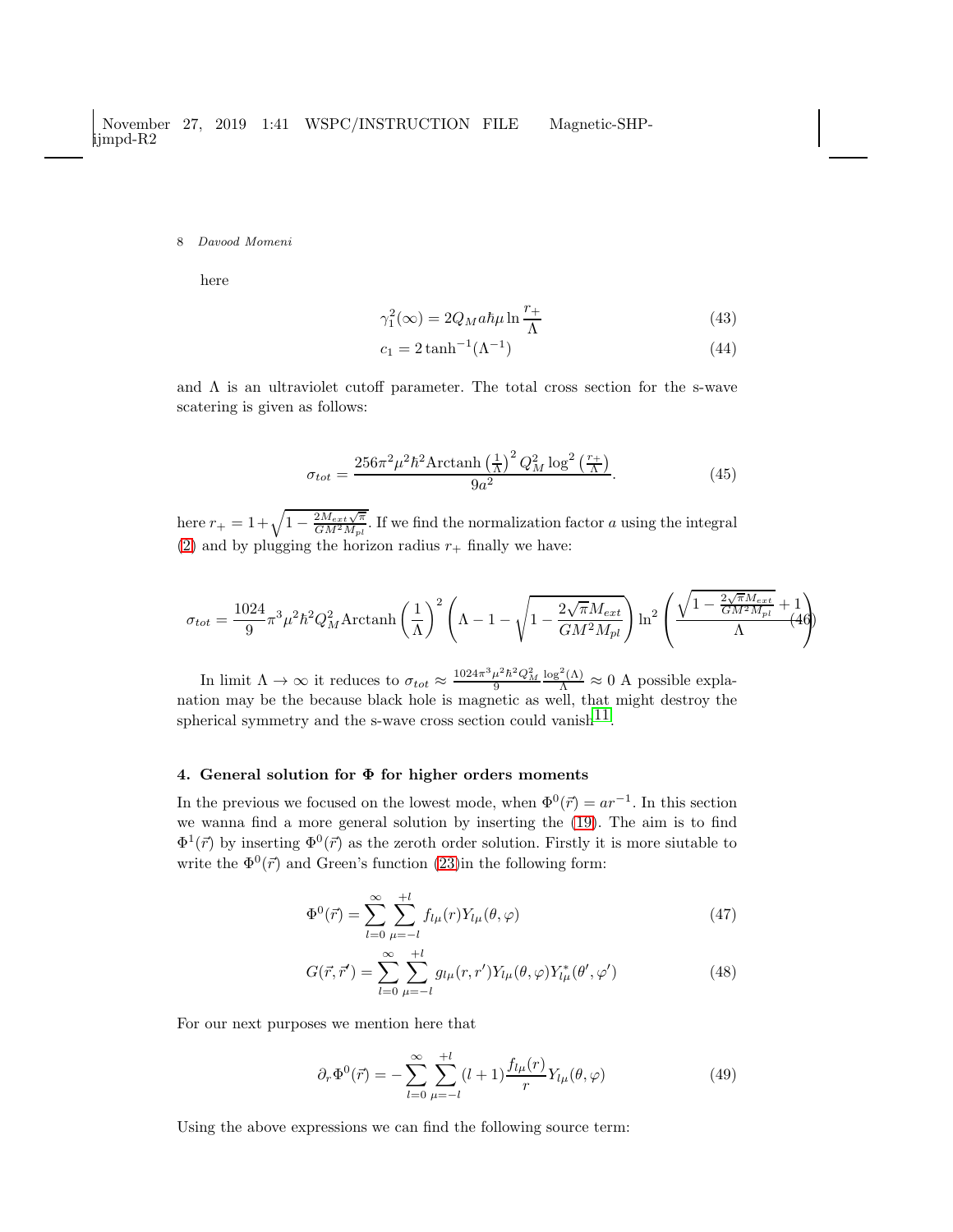here

$$\gamma_1^2(\infty) = 2Q_M a\hbar\mu \ln\frac{r_+}{\Lambda} \tag{43}$$

$$c_1 = 2\tanh^{-1}(\Lambda^{-1}) \tag{44}$$

and $\Lambda$ is an ultraviolet cutoff parameter. The total cross section for the s-wave scatering is given as follows:

$$\sigma_{tot} = \frac{256\pi^2\mu^2\hbar^2 \text{Arctanh}\left(\frac{1}{\Lambda}\right)^2 Q_M^2 \log^2\left(\frac{r_+}{\Lambda}\right)}{9a^2}. \tag{45}$$

here $r_+ = 1+\sqrt{1-\frac{2M_{ext}\sqrt{\pi}}{GM^2M_{pl}}}$. If we find the normalization factor $a$ using the integral (2) and by plugging the horizon radius $r_+$ finally we have:

$$\sigma_{tot} = \frac{1024}{9}\pi^3\mu^2\hbar^2 Q_M^2 \text{Arctanh}\left(\frac{1}{\Lambda}\right)^2\left(\Lambda - 1 - \sqrt{1-\frac{2\sqrt{\pi}M_{ext}}{GM^2M_{pl}}}\right)\ln^2\left(\frac{\sqrt{1-\frac{2\sqrt{\pi}M_{ext}}{GM^2M_{pl}}}+1}{\Lambda}\right) \tag{46}$$

In limit $\Lambda \to \infty$ it reduces to $\sigma_{tot} \approx \frac{1024\pi^3\mu^2\hbar^2 Q_M^2}{9}\frac{\log^2(\Lambda)}{\Lambda} \approx 0$ A possible explanation may be the because black hole is magnetic as well, that might destroy the spherical symmetry and the s-wave cross section could vanish[11].

## 4. General solution for $\Phi$ for higher orders moments

In the previous we focused on the lowest mode, when $\Phi^0(\vec{r}) = ar^{-1}$. In this section we wanna find a more general solution by inserting the (19). The aim is to find $\Phi^1(\vec{r})$ by inserting $\Phi^0(\vec{r})$ as the zeroth order solution. Firstly it is more siutable to write the $\Phi^0(\vec{r})$ and Green's function (23)in the following form:

$$\Phi^0(\vec{r}) = \sum_{l=0}^{\infty}\sum_{\mu=-l}^{+l} f_{l\mu}(r)Y_{l\mu}(\theta,\varphi) \tag{47}$$

$$G(\vec{r},\vec{r}') = \sum_{l=0}^{\infty}\sum_{\mu=-l}^{+l} g_{l\mu}(r,r')Y_{l\mu}(\theta,\varphi)Y^*_{l\mu}(\theta',\varphi') \tag{48}$$

For our next purposes we mention here that

$$\partial_r\Phi^0(\vec{r}) = -\sum_{l=0}^{\infty}\sum_{\mu=-l}^{+l}(l+1)\frac{f_{l\mu}(r)}{r}Y_{l\mu}(\theta,\varphi) \tag{49}$$

Using the above expressions we can find the following source term: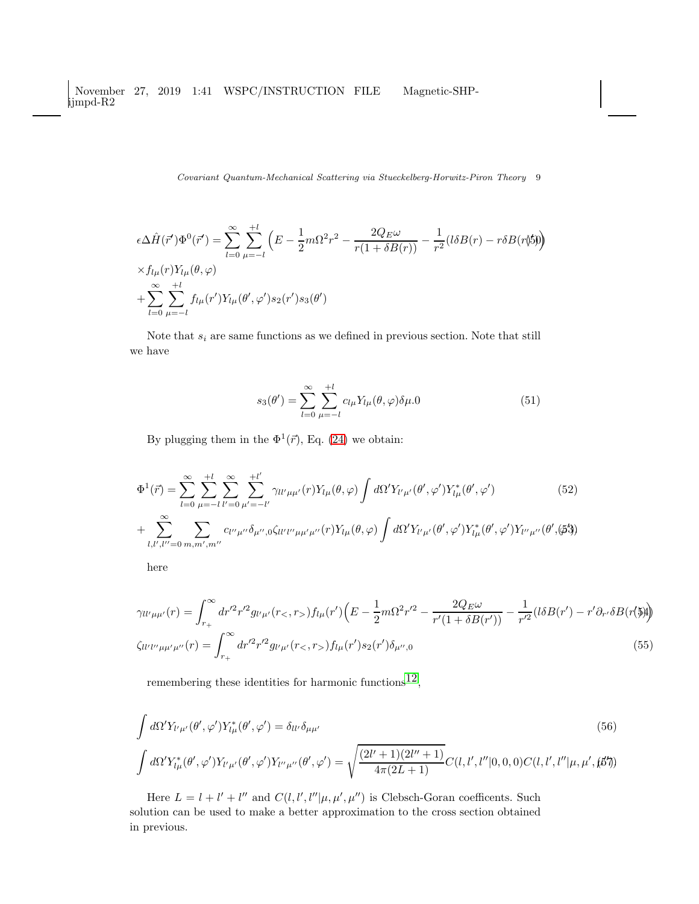$$\epsilon\Delta\hat{H}(\vec{r}')\Phi^0(\vec{r}') = \sum_{l=0}^{\infty}\sum_{\mu=-l}^{+l}\Big(E - \frac{1}{2}m\Omega^2 r^2 - \frac{2Q_E\omega}{r(1+\delta B(r))} - \frac{1}{r^2}(l\delta B(r) - r\delta B(r))\Big) \tag{50}$$

$$\times f_{l\mu}(r)Y_{l\mu}(\theta,\varphi)$$

$$+\sum_{l=0}^{\infty}\sum_{\mu=-l}^{+l} f_{l\mu}(r')Y_{l\mu}(\theta',\varphi')s_2(r')s_3(\theta')$$

Note that $s_i$ are same functions as we defined in previous section. Note that still we have

$$s_3(\theta') = \sum_{l=0}^{\infty}\sum_{\mu=-l}^{+l} c_{l\mu}Y_{l\mu}(\theta,\varphi)\delta\mu.0 \tag{51}$$

By plugging them in the $\Phi^1(\vec{r})$, Eq. (24) we obtain:

$$\Phi^1(\vec{r}) = \sum_{l=0}^{\infty}\sum_{\mu=-l}^{+l}\sum_{l'=0}^{\infty}\sum_{\mu'=-l'}^{+l'}\gamma_{ll'\mu\mu'}(r)Y_{l\mu}(\theta,\varphi)\int d\Omega' Y_{l'\mu'}(\theta',\varphi')Y^*_{l\mu}(\theta',\varphi') \tag{52}$$

$$+\sum_{l,l',l''=0}^{\infty}\sum_{m,m',m''} c_{l''\mu''}\delta_{\mu'',0}\zeta_{ll'l''\mu\mu'\mu''}(r)Y_{l\mu}(\theta,\varphi)\int d\Omega' Y_{l'\mu'}(\theta',\varphi')Y^*_{l\mu}(\theta',\varphi')Y_{l''\mu''}(\theta',\varphi') \tag{53}$$

here

$$\gamma_{ll'\mu\mu'}(r) = \int_{r_+}^{\infty} dr'^2 r'^2 g_{l'\mu'}(r_<,r_>)f_{l\mu}(r')\Big(E - \frac{1}{2}m\Omega^2 r'^2 - \frac{2Q_E\omega}{r'(1+\delta B(r'))} - \frac{1}{r'^2}(l\delta B(r') - r'\partial_{r'}\delta B(r'))\Big) \tag{54}$$

$$\zeta_{ll'l''\mu\mu'\mu''}(r) = \int_{r_+}^{\infty} dr'^2 r'^2 g_{l'\mu'}(r_<,r_>)f_{l\mu}(r')s_2(r')\delta_{\mu'',0} \tag{55}$$

remembering these identities for harmonic functions[12],

$$\int d\Omega' Y_{l'\mu'}(\theta',\varphi')Y^*_{l\mu}(\theta',\varphi') = \delta_{ll'}\delta_{\mu\mu'} \tag{56}$$

$$\int d\Omega' Y^*_{l\mu}(\theta',\varphi')Y_{l'\mu'}(\theta',\varphi')Y_{l''\mu''}(\theta',\varphi') = \sqrt{\frac{(2l'+1)(2l''+1)}{4\pi(2L+1)}}C(l,l',l''|0,0,0)C(l,l',l''|\mu,\mu',\mu'') \tag{57}$$

Here $L = l + l' + l''$ and $C(l,l',l''|\mu,\mu',\mu'')$ is Clebsch-Goran coefficents. Such solution can be used to make a better approximation to the cross section obtained in previous.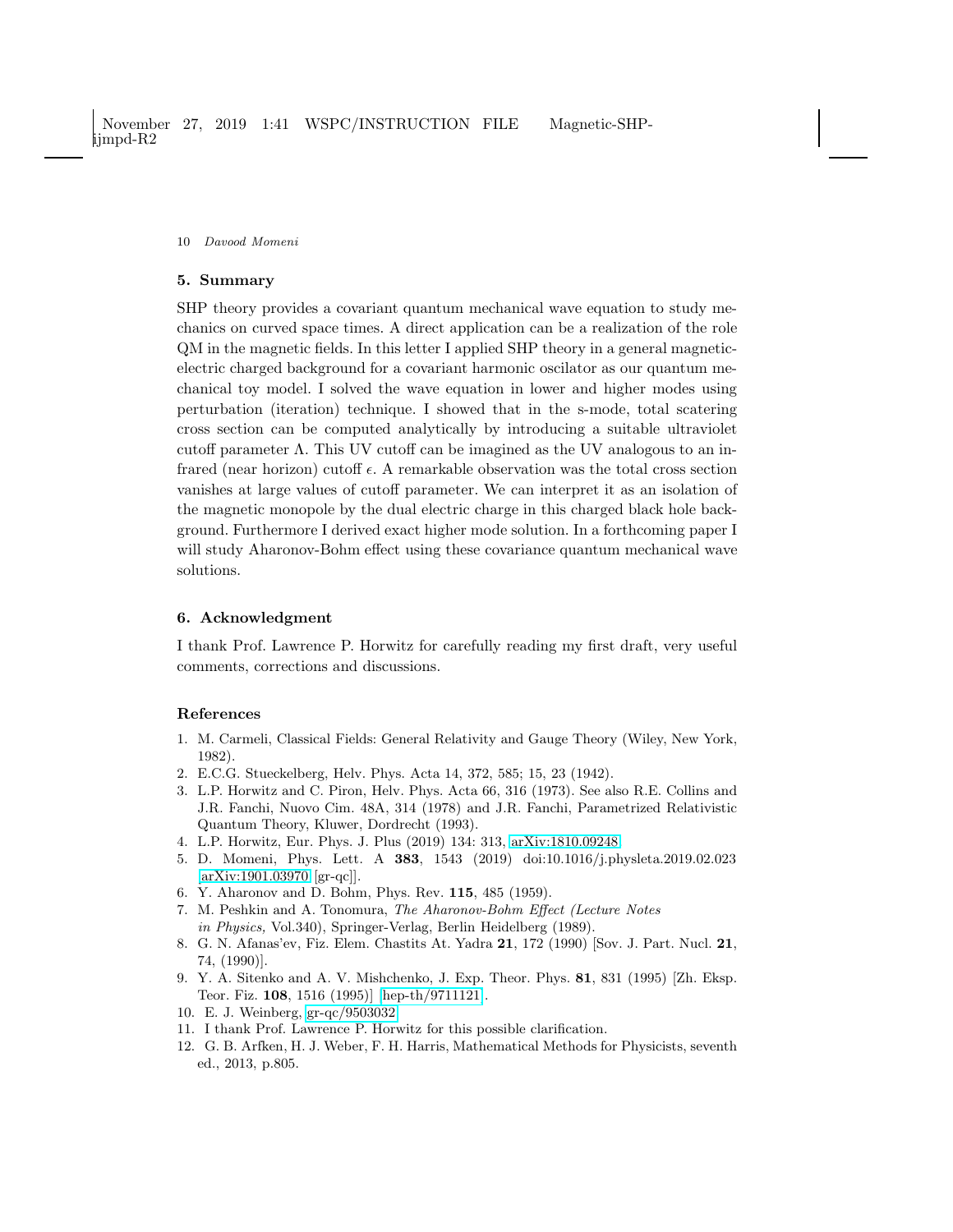## 5. Summary

SHP theory provides a covariant quantum mechanical wave equation to study mechanics on curved space times. A direct application can be a realization of the role QM in the magnetic fields. In this letter I applied SHP theory in a general magnetic-electric charged background for a covariant harmonic oscillator as our quantum mechanical toy model. I solved the wave equation in lower and higher modes using perturbation (iteration) technique. I showed that in the s-mode, total scatering cross section can be computed analytically by introducing a suitable ultraviolet cutoff parameter $\Lambda$. This UV cutoff can be imagined as the UV analogous to an infrared (near horizon) cutoff $\epsilon$. A remarkable observation was the total cross section vanishes at large values of cutoff parameter. We can interpret it as an isolation of the magnetic monopole by the dual electric charge in this charged black hole background. Furthermore I derived exact higher mode solution. In a forthcoming paper I will study Aharonov-Bohm effect using these covariance quantum mechanical wave solutions.

## 6. Acknowledgment

I thank Prof. Lawrence P. Horwitz for carefully reading my first draft, very useful comments, corrections and discussions.

## References

1. M. Carmeli, Classical Fields: General Relativity and Gauge Theory (Wiley, New York, 1982).
2. E.C.G. Stueckelberg, Helv. Phys. Acta 14, 372, 585; 15, 23 (1942).
3. L.P. Horwitz and C. Piron, Helv. Phys. Acta 66, 316 (1973). See also R.E. Collins and J.R. Fanchi, Nuovo Cim. 48A, 314 (1978) and J.R. Fanchi, Parametrized Relativistic Quantum Theory, Kluwer, Dordrecht (1993).
4. L.P. Horwitz, Eur. Phys. J. Plus (2019) 134: 313, arXiv:1810.09248.
5. D. Momeni, Phys. Lett. A **383**, 1543 (2019) doi:10.1016/j.physleta.2019.02.023 [arXiv:1901.03970 [gr-qc]].
6. Y. Aharonov and D. Bohm, Phys. Rev. **115**, 485 (1959).
7. M. Peshkin and A. Tonomura, *The Aharonov-Bohm Effect (Lecture Notes in Physics,* Vol.340), Springer-Verlag, Berlin Heidelberg (1989).
8. G. N. Afanas'ev, Fiz. Elem. Chastits At. Yadra **21**, 172 (1990) [Sov. J. Part. Nucl. **21**, 74, (1990)].
9. Y. A. Sitenko and A. V. Mishchenko, J. Exp. Theor. Phys. **81**, 831 (1995) [Zh. Eksp. Teor. Fiz. **108**, 1516 (1995)] [hep-th/9711121].
10. E. J. Weinberg, gr-qc/9503032.
11. I thank Prof. Lawrence P. Horwitz for this possible clarification.
12. G. B. Arfken, H. J. Weber, F. H. Harris, Mathematical Methods for Physicists, seventh ed., 2013, p.805.